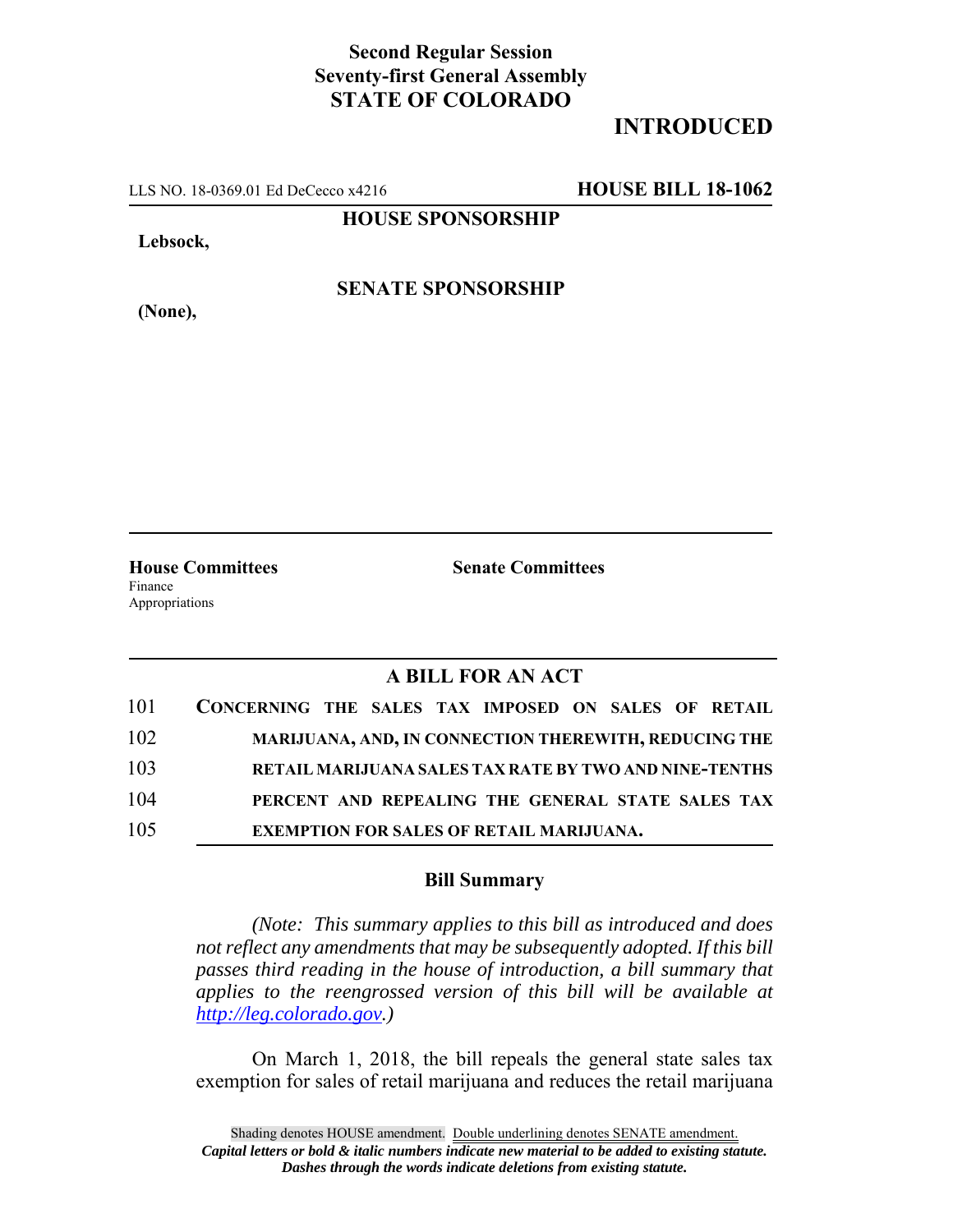**Second Regular Session**
**Seventy-first General Assembly**
**STATE OF COLORADO**

# INTRODUCED

LLS NO. 18-0369.01 Ed DeCecco x4216 **HOUSE BILL 18-1062**

**HOUSE SPONSORSHIP**

**Lebsock,**

**SENATE SPONSORSHIP**

**(None),**

**House Committees**
Finance
Appropriations

**Senate Committees**

## A BILL FOR AN ACT

101 **CONCERNING THE SALES TAX IMPOSED ON SALES OF RETAIL**
102 **MARIJUANA, AND, IN CONNECTION THEREWITH, REDUCING THE**
103 **RETAIL MARIJUANA SALES TAX RATE BY TWO AND NINE-TENTHS**
104 **PERCENT AND REPEALING THE GENERAL STATE SALES TAX**
105 **EXEMPTION FOR SALES OF RETAIL MARIJUANA.**

### Bill Summary

*(Note: This summary applies to this bill as introduced and does not reflect any amendments that may be subsequently adopted. If this bill passes third reading in the house of introduction, a bill summary that applies to the reengrossed version of this bill will be available at http://leg.colorado.gov.)*

On March 1, 2018, the bill repeals the general state sales tax exemption for sales of retail marijuana and reduces the retail marijuana

Shading denotes HOUSE amendment. Double underlining denotes SENATE amendment.
***Capital letters or bold & italic numbers indicate new material to be added to existing statute.***
***Dashes through the words indicate deletions from existing statute.***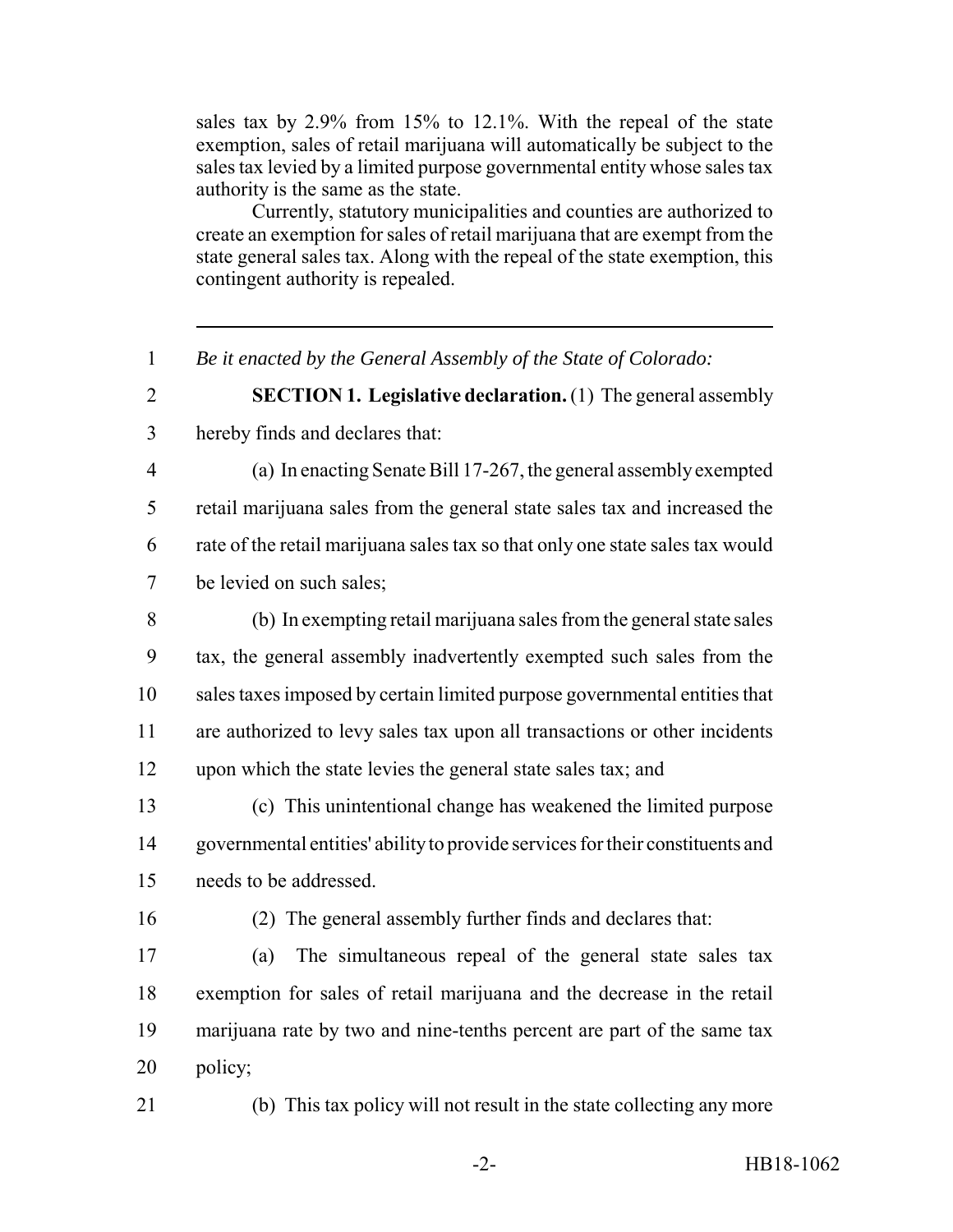sales tax by 2.9% from 15% to 12.1%. With the repeal of the state exemption, sales of retail marijuana will automatically be subject to the sales tax levied by a limited purpose governmental entity whose sales tax authority is the same as the state.

Currently, statutory municipalities and counties are authorized to create an exemption for sales of retail marijuana that are exempt from the state general sales tax. Along with the repeal of the state exemption, this contingent authority is repealed.

---

1 *Be it enacted by the General Assembly of the State of Colorado:*

2 **SECTION 1. Legislative declaration.** (1) The general assembly
3 hereby finds and declares that:

4 (a) In enacting Senate Bill 17-267, the general assembly exempted
5 retail marijuana sales from the general state sales tax and increased the
6 rate of the retail marijuana sales tax so that only one state sales tax would
7 be levied on such sales;

8 (b) In exempting retail marijuana sales from the general state sales
9 tax, the general assembly inadvertently exempted such sales from the
10 sales taxes imposed by certain limited purpose governmental entities that
11 are authorized to levy sales tax upon all transactions or other incidents
12 upon which the state levies the general state sales tax; and

13 (c) This unintentional change has weakened the limited purpose
14 governmental entities' ability to provide services for their constituents and
15 needs to be addressed.

16 (2) The general assembly further finds and declares that:

17 (a) The simultaneous repeal of the general state sales tax
18 exemption for sales of retail marijuana and the decrease in the retail
19 marijuana rate by two and nine-tenths percent are part of the same tax
20 policy;

21 (b) This tax policy will not result in the state collecting any more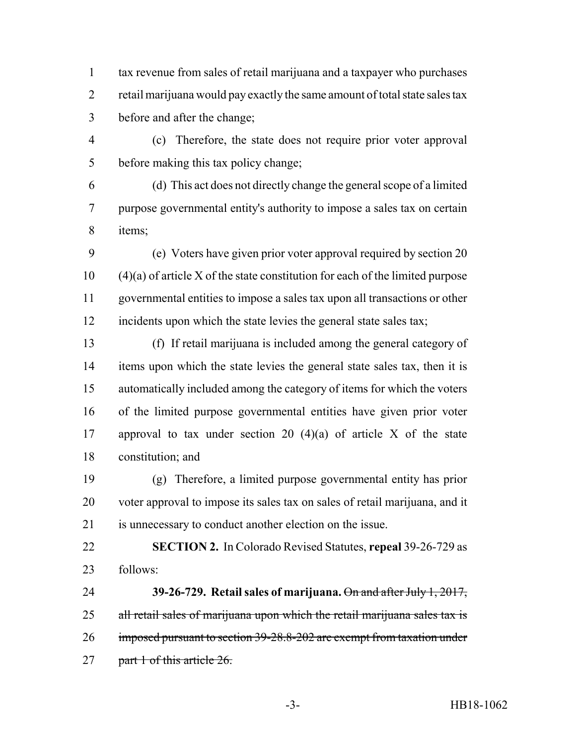tax revenue from sales of retail marijuana and a taxpayer who purchases retail marijuana would pay exactly the same amount of total state sales tax before and after the change;

(c) Therefore, the state does not require prior voter approval before making this tax policy change;

(d) This act does not directly change the general scope of a limited purpose governmental entity's authority to impose a sales tax on certain items;

(e) Voters have given prior voter approval required by section 20 (4)(a) of article X of the state constitution for each of the limited purpose governmental entities to impose a sales tax upon all transactions or other incidents upon which the state levies the general state sales tax;

(f) If retail marijuana is included among the general category of items upon which the state levies the general state sales tax, then it is automatically included among the category of items for which the voters of the limited purpose governmental entities have given prior voter approval to tax under section 20 (4)(a) of article X of the state constitution; and

(g) Therefore, a limited purpose governmental entity has prior voter approval to impose its sales tax on sales of retail marijuana, and it is unnecessary to conduct another election on the issue.

**SECTION 2.** In Colorado Revised Statutes, **repeal** 39-26-729 as follows:

**39-26-729. Retail sales of marijuana.** ~~On and after July 1, 2017, all retail sales of marijuana upon which the retail marijuana sales tax is imposed pursuant to section 39-28.8-202 are exempt from taxation under part 1 of this article 26.~~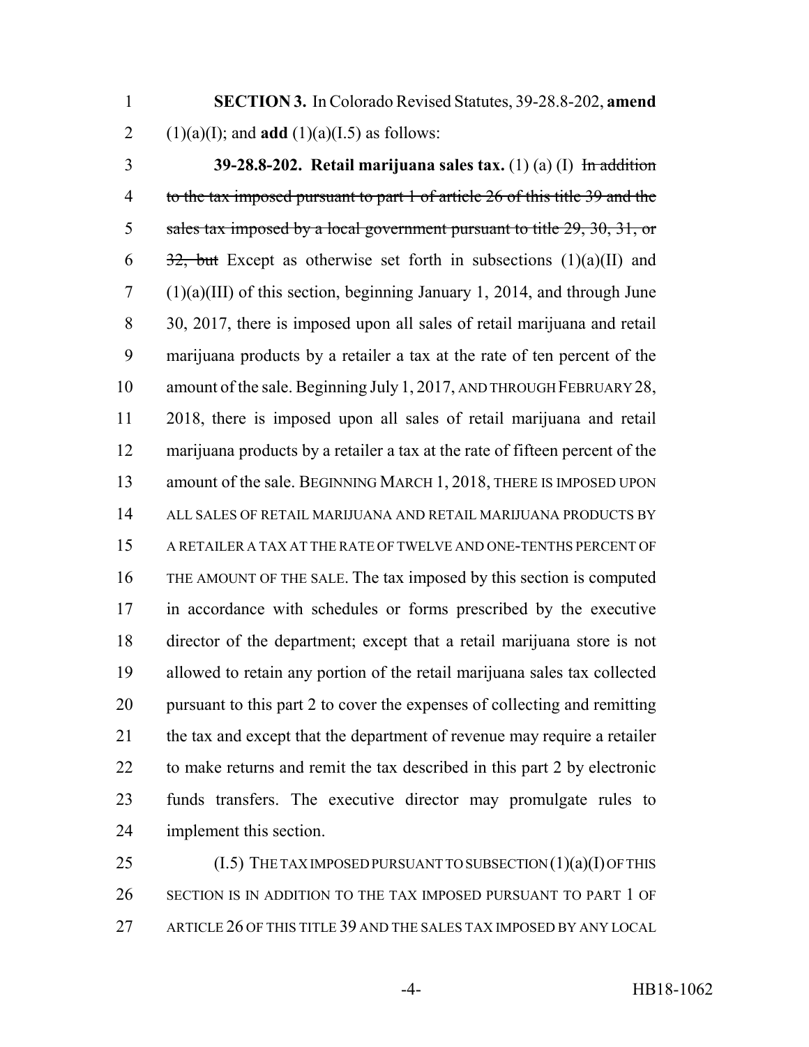**SECTION 3.** In Colorado Revised Statutes, 39-28.8-202, **amend** (1)(a)(I); and **add** (1)(a)(I.5) as follows:

**39-28.8-202. Retail marijuana sales tax.** (1) (a) (I) ~~In addition to the tax imposed pursuant to part 1 of article 26 of this title 39 and the sales tax imposed by a local government pursuant to title 29, 30, 31, or 32, but~~ Except as otherwise set forth in subsections (1)(a)(II) and (1)(a)(III) of this section, beginning January 1, 2014, and through June 30, 2017, there is imposed upon all sales of retail marijuana and retail marijuana products by a retailer a tax at the rate of ten percent of the amount of the sale. Beginning July 1, 2017, AND THROUGH FEBRUARY 28, 2018, there is imposed upon all sales of retail marijuana and retail marijuana products by a retailer a tax at the rate of fifteen percent of the amount of the sale. BEGINNING MARCH 1, 2018, THERE IS IMPOSED UPON ALL SALES OF RETAIL MARIJUANA AND RETAIL MARIJUANA PRODUCTS BY A RETAILER A TAX AT THE RATE OF TWELVE AND ONE-TENTHS PERCENT OF THE AMOUNT OF THE SALE. The tax imposed by this section is computed in accordance with schedules or forms prescribed by the executive director of the department; except that a retail marijuana store is not allowed to retain any portion of the retail marijuana sales tax collected pursuant to this part 2 to cover the expenses of collecting and remitting the tax and except that the department of revenue may require a retailer to make returns and remit the tax described in this part 2 by electronic funds transfers. The executive director may promulgate rules to implement this section.

(I.5) THE TAX IMPOSED PURSUANT TO SUBSECTION (1)(a)(I) OF THIS SECTION IS IN ADDITION TO THE TAX IMPOSED PURSUANT TO PART 1 OF ARTICLE 26 OF THIS TITLE 39 AND THE SALES TAX IMPOSED BY ANY LOCAL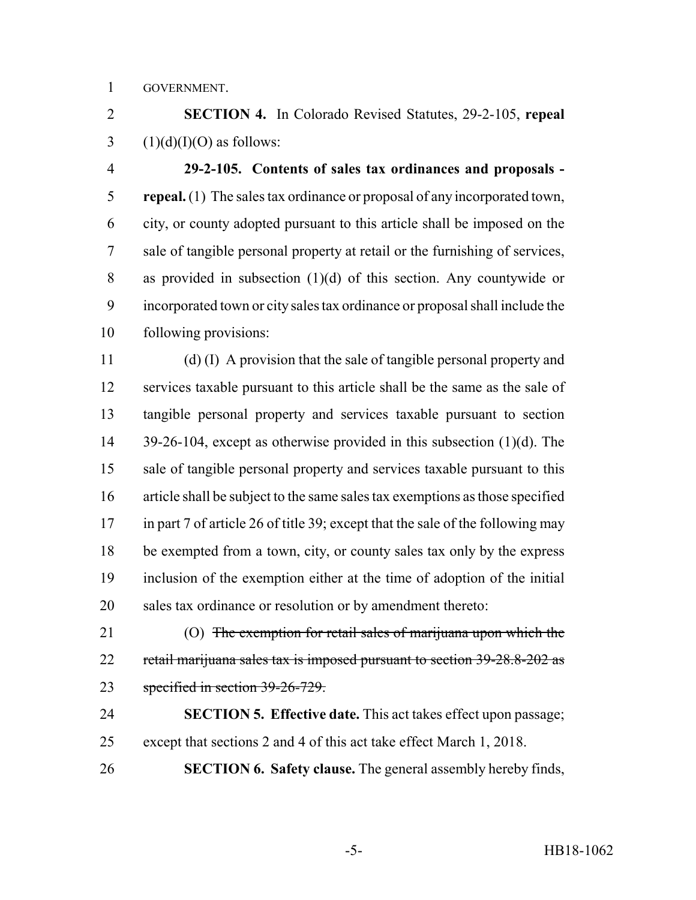GOVERNMENT.

**SECTION 4.** In Colorado Revised Statutes, 29-2-105, **repeal** (1)(d)(I)(O) as follows:

**29-2-105. Contents of sales tax ordinances and proposals - repeal.** (1) The sales tax ordinance or proposal of any incorporated town, city, or county adopted pursuant to this article shall be imposed on the sale of tangible personal property at retail or the furnishing of services, as provided in subsection (1)(d) of this section. Any countywide or incorporated town or city sales tax ordinance or proposal shall include the following provisions:

(d) (I) A provision that the sale of tangible personal property and services taxable pursuant to this article shall be the same as the sale of tangible personal property and services taxable pursuant to section 39-26-104, except as otherwise provided in this subsection (1)(d). The sale of tangible personal property and services taxable pursuant to this article shall be subject to the same sales tax exemptions as those specified in part 7 of article 26 of title 39; except that the sale of the following may be exempted from a town, city, or county sales tax only by the express inclusion of the exemption either at the time of adoption of the initial sales tax ordinance or resolution or by amendment thereto:

(O) ~~The exemption for retail sales of marijuana upon which the retail marijuana sales tax is imposed pursuant to section 39-28.8-202 as specified in section 39-26-729.~~

**SECTION 5. Effective date.** This act takes effect upon passage; except that sections 2 and 4 of this act take effect March 1, 2018.

**SECTION 6. Safety clause.** The general assembly hereby finds,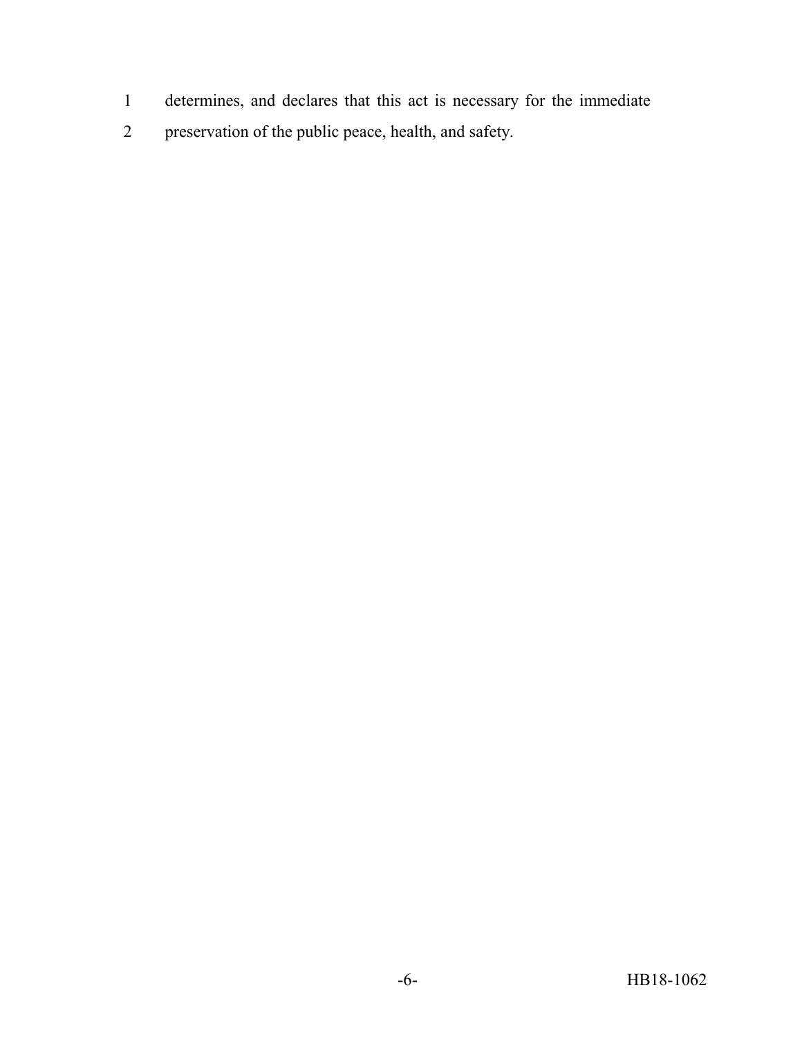determines, and declares that this act is necessary for the immediate preservation of the public peace, health, and safety.